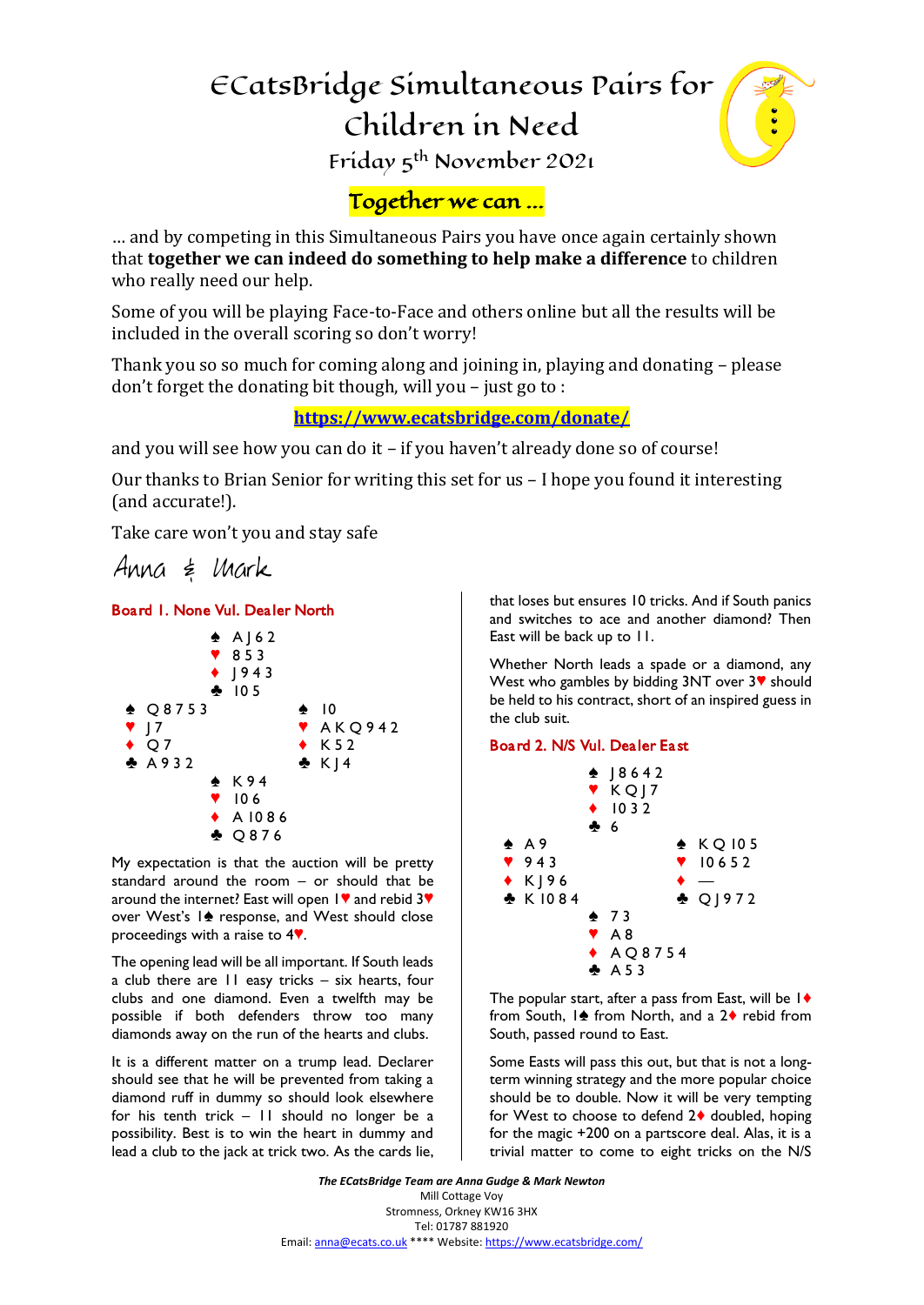# ECatsBridge Simultaneous Pairs for Children in Need

Friday 5th November 2021

**Together we can …**

… and by competing in this Simultaneous Pairs you have once again certainly shown that **together we can indeed do something to help make a difference** to children who really need our help.

Some of you will be playing Face-to-Face and others online but all the results will be included in the overall scoring so don't worry!

Thank you so so much for coming along and joining in, playing and donating – please don't forget the donating bit though, will you – just go to :

**https://www.ecatsbridge.com/donate/**

and you will see how you can do it – if you haven't already done so of course!

Our thanks to Brian Senior for writing this set for us – I hope you found it interesting (and accurate!).

Take care won't you and stay safe

Anna & Mark

## Board 1. None Vul. Dealer North

```
              ♠ A J 6 2
              ♥ 8 5 3
              ♦ J 9 4 3
              ♣ 10 5
♠ Q 8 7 5 3                ♠ 10
♥ J 7                      ♥ A K Q 9 4 2
♦ Q 7                      ♦ K 5 2
♣ A 9 3 2                  ♣ K J 4
              ♠ K 9 4
              ♥ 10 6
              ♦ A 10 8 6
              ♣ Q 8 7 6
```

My expectation is that the auction will be pretty standard around the room – or should that be around the internet? East will open 1♥ and rebid 3♥ over West's 1♠ response, and West should close proceedings with a raise to 4♥.

The opening lead will be all important. If South leads a club there are 11 easy tricks – six hearts, four clubs and one diamond. Even a twelfth may be possible if both defenders throw too many diamonds away on the run of the hearts and clubs.

It is a different matter on a trump lead. Declarer should see that he will be prevented from taking a diamond ruff in dummy so should look elsewhere for his tenth trick – 11 should no longer be a possibility. Best is to win the heart in dummy and lead a club to the jack at trick two. As the cards lie, that loses but ensures 10 tricks. And if South panics and switches to ace and another diamond? Then East will be back up to 11.

Whether North leads a spade or a diamond, any West who gambles by bidding 3NT over 3♥ should be held to his contract, short of an inspired guess in the club suit.

## Board 2. N/S Vul. Dealer East

```
              ♠ J 8 6 4 2
              ♥ K Q J 7
              ♦ 10 3 2
              ♣ 6
♠ A 9                      ♠ K Q 10 5
♥ 9 4 3                    ♥ 10 6 5 2
♦ K J 9 6                  ♦ —
♣ K 10 8 4                 ♣ Q J 9 7 2
              ♠ 7 3
              ♥ A 8
              ♦ A Q 8 7 5 4
              ♣ A 5 3
```

The popular start, after a pass from East, will be 1♦ from South, 1♠ from North, and a 2♦ rebid from South, passed round to East.

Some Easts will pass this out, but that is not a long-term winning strategy and the more popular choice should be to double. Now it will be very tempting for West to choose to defend 2♦ doubled, hoping for the magic +200 on a partscore deal. Alas, it is a trivial matter to come to eight tricks on the N/S

*The ECatsBridge Team are Anna Gudge & Mark Newton*
Mill Cottage Voy
Stromness, Orkney KW16 3HX
Tel: 01787 881920
Email: anna@ecats.co.uk **** Website: https://www.ecatsbridge.com/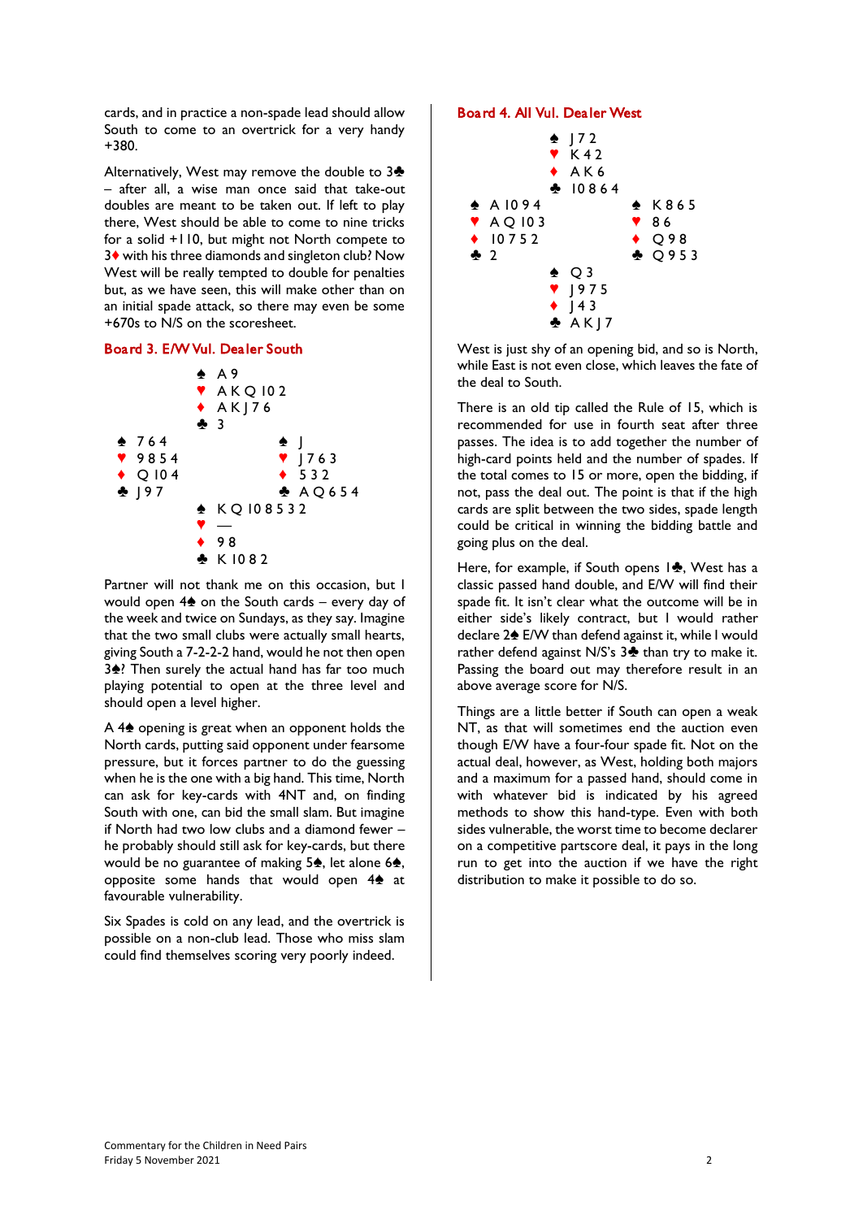cards, and in practice a non-spade lead should allow South to come to an overtrick for a very handy +380.

Alternatively, West may remove the double to 3♣ – after all, a wise man once said that take-out doubles are meant to be taken out. If left to play there, West should be able to come to nine tricks for a solid +110, but might not North compete to 3♦ with his three diamonds and singleton club? Now West will be really tempted to double for penalties but, as we have seen, this will make other than on an initial spade attack, so there may even be some +670s to N/S on the scoresheet.

## Board 3. E/W Vul. Dealer South

```
              ♠ A 9
              ♥ A K Q 10 2
              ♦ A K J 7 6
              ♣ 3
♠ 7 6 4                   ♠ J
♥ 9 8 5 4                 ♥ J 7 6 3
♦ Q 10 4                  ♦ 5 3 2
♣ J 9 7                   ♣ A Q 6 5 4
              ♠ K Q 10 8 5 3 2
              ♥ —
              ♦ 9 8
              ♣ K 10 8 2
```

Partner will not thank me on this occasion, but I would open 4♠ on the South cards – every day of the week and twice on Sundays, as they say. Imagine that the two small clubs were actually small hearts, giving South a 7-2-2-2 hand, would he not then open 3♠? Then surely the actual hand has far too much playing potential to open at the three level and should open a level higher.

A 4♠ opening is great when an opponent holds the North cards, putting said opponent under fearsome pressure, but it forces partner to do the guessing when he is the one with a big hand. This time, North can ask for key-cards with 4NT and, on finding South with one, can bid the small slam. But imagine if North had two low clubs and a diamond fewer – he probably should still ask for key-cards, but there would be no guarantee of making 5♠, let alone 6♠, opposite some hands that would open 4♠ at favourable vulnerability.

Six Spades is cold on any lead, and the overtrick is possible on a non-club lead. Those who miss slam could find themselves scoring very poorly indeed.

## Board 4. All Vul. Dealer West

```
              ♠ J 7 2
              ♥ K 4 2
              ♦ A K 6
              ♣ 10 8 6 4
♠ A 10 9 4                ♠ K 8 6 5
♥ A Q 10 3                ♥ 8 6
♦ 10 7 5 2                ♦ Q 9 8
♣ 2                       ♣ Q 9 5 3
              ♠ Q 3
              ♥ J 9 7 5
              ♦ J 4 3
              ♣ A K J 7
```

West is just shy of an opening bid, and so is North, while East is not even close, which leaves the fate of the deal to South.

There is an old tip called the Rule of 15, which is recommended for use in fourth seat after three passes. The idea is to add together the number of high-card points held and the number of spades. If the total comes to 15 or more, open the bidding, if not, pass the deal out. The point is that if the high cards are split between the two sides, spade length could be critical in winning the bidding battle and going plus on the deal.

Here, for example, if South opens 1♣, West has a classic passed hand double, and E/W will find their spade fit. It isn't clear what the outcome will be in either side's likely contract, but I would rather declare 2♠ E/W than defend against it, while I would rather defend against N/S's 3♣ than try to make it. Passing the board out may therefore result in an above average score for N/S.

Things are a little better if South can open a weak NT, as that will sometimes end the auction even though E/W have a four-four spade fit. Not on the actual deal, however, as West, holding both majors and a maximum for a passed hand, should come in with whatever bid is indicated by his agreed methods to show this hand-type. Even with both sides vulnerable, the worst time to become declarer on a competitive partscore deal, it pays in the long run to get into the auction if we have the right distribution to make it possible to do so.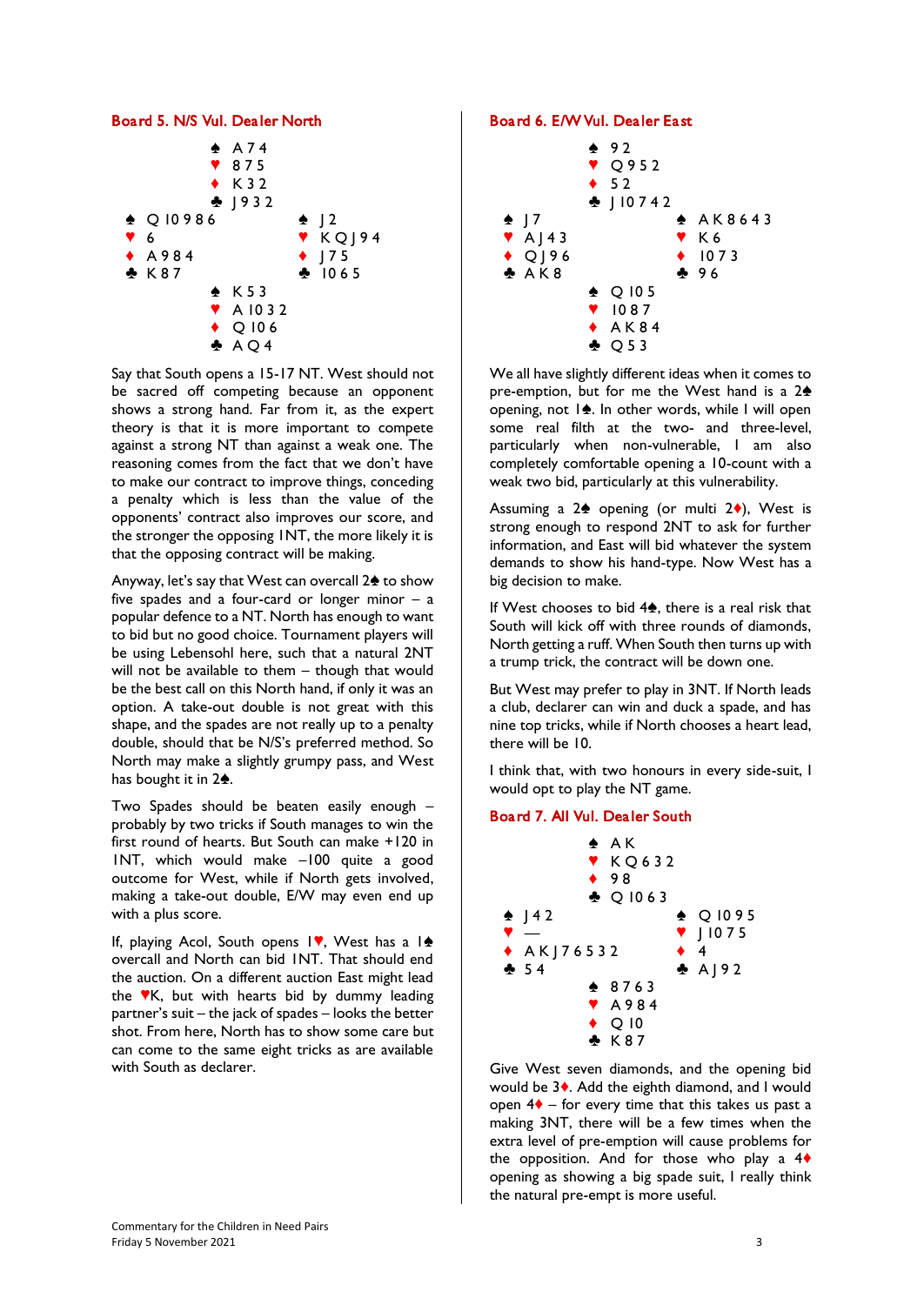### Board 5. N/S Vul. Dealer North

```
              ♠ A 7 4
              ♥ 8 7 5
              ♦ K 3 2
              ♣ J 9 3 2
♠ Q 10 9 8 6             ♠ J 2
♥ 6                      ♥ K Q J 9 4
♦ A 9 8 4                ♦ J 7 5
♣ K 8 7                  ♣ 10 6 5
              ♠ K 5 3
              ♥ A 10 3 2
              ♦ Q 10 6
              ♣ A Q 4
```

Say that South opens a 15-17 NT. West should not be sacred off competing because an opponent shows a strong hand. Far from it, as the expert theory is that it is more important to compete against a strong NT than against a weak one. The reasoning comes from the fact that we don't have to make our contract to improve things, conceding a penalty which is less than the value of the opponents' contract also improves our score, and the stronger the opposing 1NT, the more likely it is that the opposing contract will be making.

Anyway, let's say that West can overcall 2♠ to show five spades and a four-card or longer minor – a popular defence to a NT. North has enough to want to bid but no good choice. Tournament players will be using Lebensohl here, such that a natural 2NT will not be available to them – though that would be the best call on this North hand, if only it was an option. A take-out double is not great with this shape, and the spades are not really up to a penalty double, should that be N/S's preferred method. So North may make a slightly grumpy pass, and West has bought it in 2♠.

Two Spades should be beaten easily enough – probably by two tricks if South manages to win the first round of hearts. But South can make +120 in 1NT, which would make –100 quite a good outcome for West, while if North gets involved, making a take-out double, E/W may even end up with a plus score.

If, playing Acol, South opens 1♥, West has a 1♠ overcall and North can bid 1NT. That should end the auction. On a different auction East might lead the ♥K, but with hearts bid by dummy leading partner's suit – the jack of spades – looks the better shot. From here, North has to show some care but can come to the same eight tricks as are available with South as declarer.

### Board 6. E/W Vul. Dealer East

```
              ♠ 9 2
              ♥ Q 9 5 2
              ♦ 5 2
              ♣ J 10 7 4 2
♠ J 7                    ♠ A K 8 6 4 3
♥ A J 4 3                ♥ K 6
♦ Q J 9 6                ♦ 10 7 3
♣ A K 8                  ♣ 9 6
              ♠ Q 10 5
              ♥ 10 8 7
              ♦ A K 8 4
              ♣ Q 5 3
```

We all have slightly different ideas when it comes to pre-emption, but for me the West hand is a 2♠ opening, not 1♠. In other words, while I will open some real filth at the two- and three-level, particularly when non-vulnerable, I am also completely comfortable opening a 10-count with a weak two bid, particularly at this vulnerability.

Assuming a 2♠ opening (or multi 2♦), West is strong enough to respond 2NT to ask for further information, and East will bid whatever the system demands to show his hand-type. Now West has a big decision to make.

If West chooses to bid 4♠, there is a real risk that South will kick off with three rounds of diamonds, North getting a ruff. When South then turns up with a trump trick, the contract will be down one.

But West may prefer to play in 3NT. If North leads a club, declarer can win and duck a spade, and has nine top tricks, while if North chooses a heart lead, there will be 10.

I think that, with two honours in every side-suit, I would opt to play the NT game.

### Board 7. All Vul. Dealer South

```
              ♠ A K
              ♥ K Q 6 3 2
              ♦ 9 8
              ♣ Q 10 6 3
♠ J 4 2                  ♠ Q 10 9 5
♥ —                      ♥ J 10 7 5
♦ A K J 7 6 5 3 2        ♦ 4
♣ 5 4                    ♣ A J 9 2
              ♠ 8 7 6 3
              ♥ A 9 8 4
              ♦ Q 10
              ♣ K 8 7
```

Give West seven diamonds, and the opening bid would be 3♦. Add the eighth diamond, and I would open 4♦ – for every time that this takes us past a making 3NT, there will be a few times when the extra level of pre-emption will cause problems for the opposition. And for those who play a 4♦ opening as showing a big spade suit, I really think the natural pre-empt is more useful.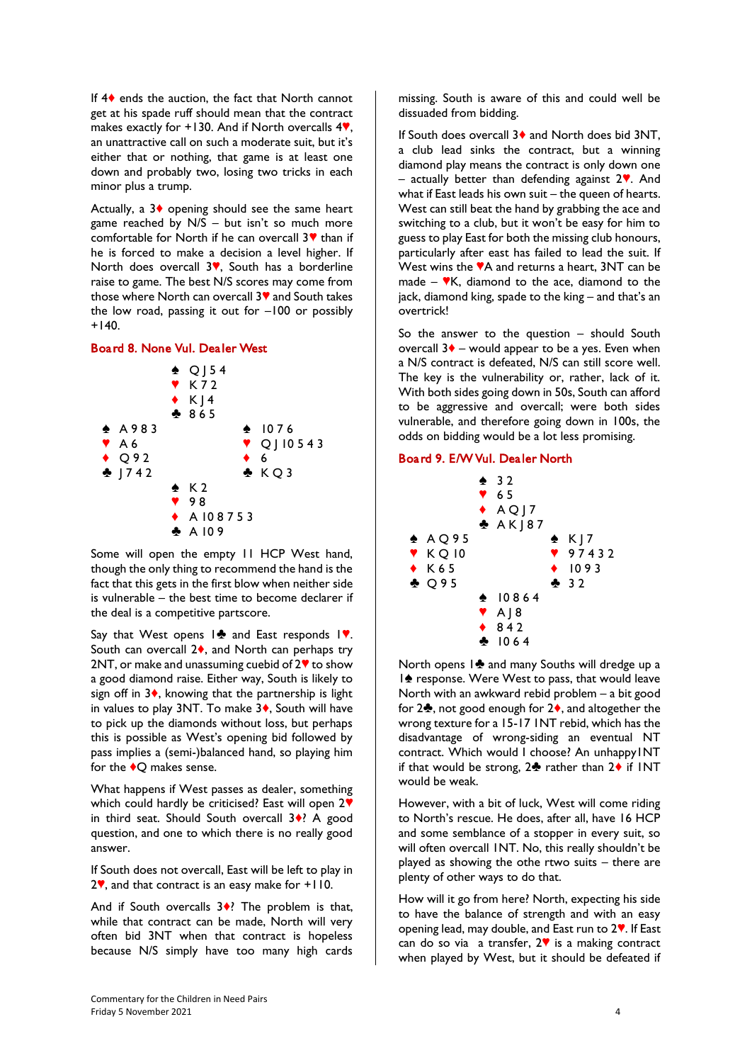If 4♦ ends the auction, the fact that North cannot get at his spade ruff should mean that the contract makes exactly for +130. And if North overcalls 4♥, an unattractive call on such a moderate suit, but it's either that or nothing, that game is at least one down and probably two, losing two tricks in each minor plus a trump.

Actually, a 3♦ opening should see the same heart game reached by N/S – but isn't so much more comfortable for North if he can overcall 3♥ than if he is forced to make a decision a level higher. If North does overcall 3♥, South has a borderline raise to game. The best N/S scores may come from those where North can overcall 3♥ and South takes the low road, passing it out for –100 or possibly +140.

### Board 8. None Vul. Dealer West

```
            ♠ Q J 5 4
            ♥ K 7 2
            ♦ K J 4
            ♣ 8 6 5
♠ A 9 8 3              ♠ 10 7 6
♥ A 6                  ♥ Q J 10 5 4 3
♦ Q 9 2                ♦ 6
♣ J 7 4 2              ♣ K Q 3
            ♠ K 2
            ♥ 9 8
            ♦ A 10 8 7 5 3
            ♣ A 10 9
```

Some will open the empty 11 HCP West hand, though the only thing to recommend the hand is the fact that this gets in the first blow when neither side is vulnerable – the best time to become declarer if the deal is a competitive partscore.

Say that West opens 1♣ and East responds 1♥. South can overcall 2♦, and North can perhaps try 2NT, or make and unassuming cuebid of 2♥ to show a good diamond raise. Either way, South is likely to sign off in 3♦, knowing that the partnership is light in values to play 3NT. To make 3♦, South will have to pick up the diamonds without loss, but perhaps this is possible as West's opening bid followed by pass implies a (semi-)balanced hand, so playing him for the ♦Q makes sense.

What happens if West passes as dealer, something which could hardly be criticised? East will open 2♥ in third seat. Should South overcall 3♦? A good question, and one to which there is no really good answer.

If South does not overcall, East will be left to play in 2♥, and that contract is an easy make for +110.

And if South overcalls 3♦? The problem is that, while that contract can be made, North will very often bid 3NT when that contract is hopeless because N/S simply have too many high cards missing. South is aware of this and could well be dissuaded from bidding.

If South does overcall 3♦ and North does bid 3NT, a club lead sinks the contract, but a winning diamond play means the contract is only down one – actually better than defending against 2♥. And what if East leads his own suit – the queen of hearts. West can still beat the hand by grabbing the ace and switching to a club, but it won't be easy for him to guess to play East for both the missing club honours, particularly after east has failed to lead the suit. If West wins the ♥A and returns a heart, 3NT can be made – ♥K, diamond to the ace, diamond to the jack, diamond king, spade to the king – and that's an overtrick!

So the answer to the question – should South overcall 3♦ – would appear to be a yes. Even when a N/S contract is defeated, N/S can still score well. The key is the vulnerability or, rather, lack of it. With both sides going down in 50s, South can afford to be aggressive and overcall; were both sides vulnerable, and therefore going down in 100s, the odds on bidding would be a lot less promising.

### Board 9. E/W Vul. Dealer North

```
            ♠ 3 2
            ♥ 6 5
            ♦ A Q J 7
            ♣ A K J 8 7
♠ A Q 9 5              ♠ K J 7
♥ K Q 10               ♥ 9 7 4 3 2
♦ K 6 5                ♦ 10 9 3
♣ Q 9 5                ♣ 3 2
            ♠ 10 8 6 4
            ♥ A J 8
            ♦ 8 4 2
            ♣ 10 6 4
```

North opens 1♣ and many Souths will dredge up a 1♠ response. Were West to pass, that would leave North with an awkward rebid problem – a bit good for 2♣, not good enough for 2♦, and altogether the wrong texture for a 15-17 1NT rebid, which has the disadvantage of wrong-siding an eventual NT contract. Which would I choose? An unhappy1NT if that would be strong, 2♣ rather than 2♦ if 1NT would be weak.

However, with a bit of luck, West will come riding to North's rescue. He does, after all, have 16 HCP and some semblance of a stopper in every suit, so will often overcall 1NT. No, this really shouldn't be played as showing the othe rtwo suits – there are plenty of other ways to do that.

How will it go from here? North, expecting his side to have the balance of strength and with an easy opening lead, may double, and East run to 2♥. If East can do so via a transfer, 2♥ is a making contract when played by West, but it should be defeated if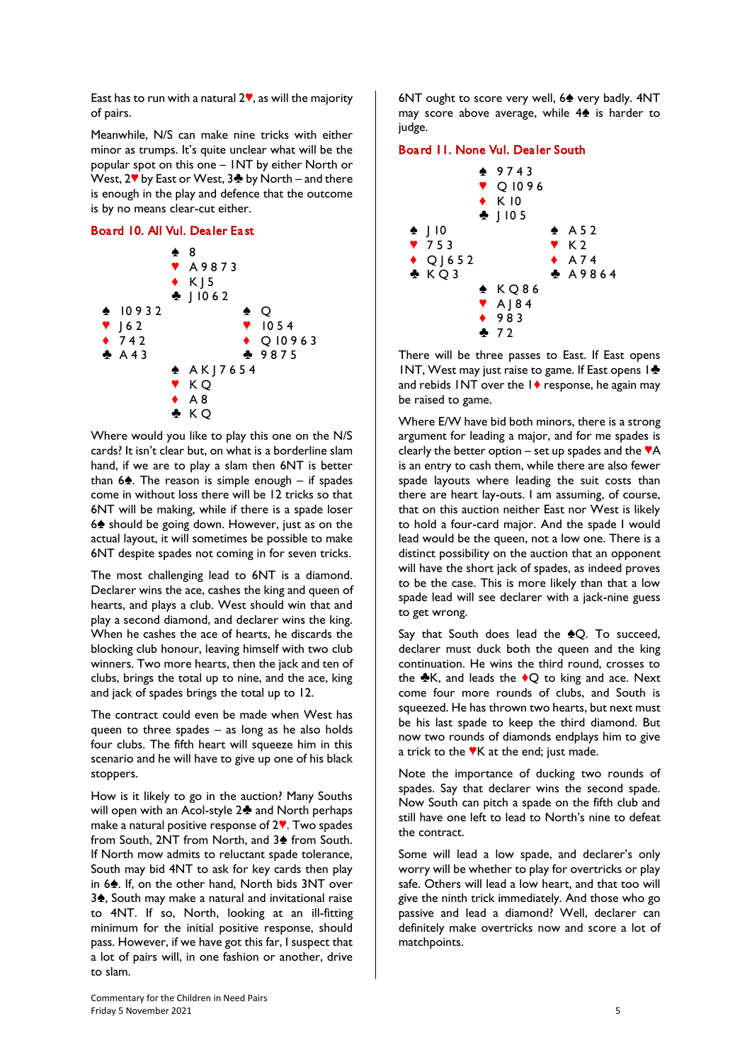East has to run with a natural 2♥, as will the majority of pairs.

Meanwhile, N/S can make nine tricks with either minor as trumps. It's quite unclear what will be the popular spot on this one – 1NT by either North or West, 2♥ by East or West, 3♣ by North – and there is enough in the play and defence that the outcome is by no means clear-cut either.

## Board 10. All Vul. Dealer East

```
              ♠ 8
              ♥ A 9 8 7 3
              ♦ K J 5
              ♣ J 10 6 2
♠ 10 9 3 2                  ♠ Q
♥ J 6 2                     ♥ 10 5 4
♦ 7 4 2                     ♦ Q 10 9 6 3
♣ A 4 3                     ♣ 9 8 7 5
              ♠ A K J 7 6 5 4
              ♥ K Q
              ♦ A 8
              ♣ K Q
```

Where would you like to play this one on the N/S cards? It isn't clear but, on what is a borderline slam hand, if we are to play a slam then 6NT is better than 6♠. The reason is simple enough – if spades come in without loss there will be 12 tricks so that 6NT will be making, while if there is a spade loser 6♠ should be going down. However, just as on the actual layout, it will sometimes be possible to make 6NT despite spades not coming in for seven tricks.

The most challenging lead to 6NT is a diamond. Declarer wins the ace, cashes the king and queen of hearts, and plays a club. West should win that and play a second diamond, and declarer wins the king. When he cashes the ace of hearts, he discards the blocking club honour, leaving himself with two club winners. Two more hearts, then the jack and ten of clubs, brings the total up to nine, and the ace, king and jack of spades brings the total up to 12.

The contract could even be made when West has queen to three spades – as long as he also holds four clubs. The fifth heart will squeeze him in this scenario and he will have to give up one of his black stoppers.

How is it likely to go in the auction? Many Souths will open with an Acol-style 2♣ and North perhaps make a natural positive response of 2♥. Two spades from South, 2NT from North, and 3♠ from South. If North mow admits to reluctant spade tolerance, South may bid 4NT to ask for key cards then play in 6♠. If, on the other hand, North bids 3NT over 3♠, South may make a natural and invitational raise to 4NT. If so, North, looking at an ill-fitting minimum for the initial positive response, should pass. However, if we have got this far, I suspect that a lot of pairs will, in one fashion or another, drive to slam.

6NT ought to score very well, 6♠ very badly. 4NT may score above average, while 4♠ is harder to judge.

## Board 11. None Vul. Dealer South

```
              ♠ 9 7 4 3
              ♥ Q 10 9 6
              ♦ K 10
              ♣ J 10 5
♠ J 10                      ♠ A 5 2
♥ 7 5 3                     ♥ K 2
♦ Q J 6 5 2                 ♦ A 7 4
♣ K Q 3                     ♣ A 9 8 6 4
              ♠ K Q 8 6
              ♥ A J 8 4
              ♦ 9 8 3
              ♣ 7 2
```

There will be three passes to East. If East opens 1NT, West may just raise to game. If East opens 1♣ and rebids 1NT over the 1♦ response, he again may be raised to game.

Where E/W have bid both minors, there is a strong argument for leading a major, and for me spades is clearly the better option – set up spades and the ♥A is an entry to cash them, while there are also fewer spade layouts where leading the suit costs than there are heart lay-outs. I am assuming, of course, that on this auction neither East nor West is likely to hold a four-card major. And the spade I would lead would be the queen, not a low one. There is a distinct possibility on the auction that an opponent will have the short jack of spades, as indeed proves to be the case. This is more likely than that a low spade lead will see declarer with a jack-nine guess to get wrong.

Say that South does lead the ♠Q. To succeed, declarer must duck both the queen and the king continuation. He wins the third round, crosses to the ♣K, and leads the ♦Q to king and ace. Next come four more rounds of clubs, and South is squeezed. He has thrown two hearts, but next must be his last spade to keep the third diamond. But now two rounds of diamonds endplays him to give a trick to the ♥K at the end; just made.

Note the importance of ducking two rounds of spades. Say that declarer wins the second spade. Now South can pitch a spade on the fifth club and still have one left to lead to North's nine to defeat the contract.

Some will lead a low spade, and declarer's only worry will be whether to play for overtricks or play safe. Others will lead a low heart, and that too will give the ninth trick immediately. And those who go passive and lead a diamond? Well, declarer can definitely make overtricks now and score a lot of matchpoints.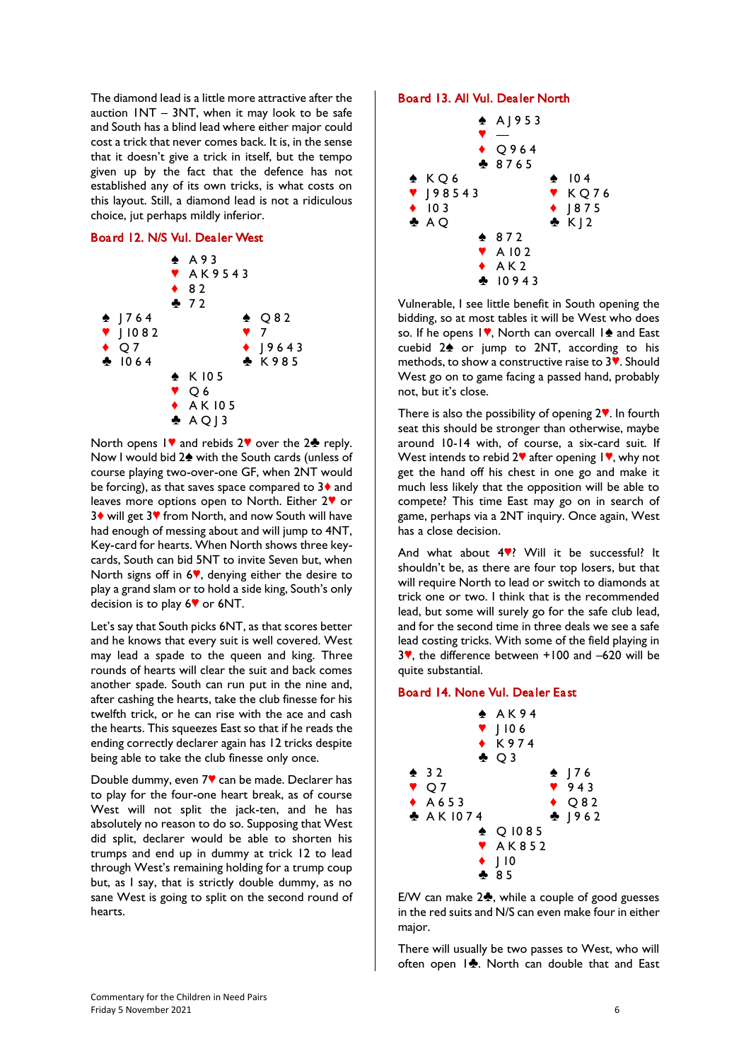The diamond lead is a little more attractive after the auction 1NT – 3NT, when it may look to be safe and South has a blind lead where either major could cost a trick that never comes back. It is, in the sense that it doesn't give a trick in itself, but the tempo given up by the fact that the defence has not established any of its own tricks, is what costs on this layout. Still, a diamond lead is not a ridiculous choice, jut perhaps mildly inferior.

### Board 12. N/S Vul. Dealer West

```
              ♠ A 9 3
              ♥ A K 9 5 4 3
              ♦ 8 2
              ♣ 7 2
♠ J 7 6 4                 ♠ Q 8 2
♥ J 10 8 2                ♥ 7
♦ Q 7                     ♦ J 9 6 4 3
♣ 10 6 4                  ♣ K 9 8 5
              ♠ K 10 5
              ♥ Q 6
              ♦ A K 10 5
              ♣ A Q J 3
```

North opens 1♥ and rebids 2♥ over the 2♣ reply. Now I would bid 2♠ with the South cards (unless of course playing two-over-one GF, when 2NT would be forcing), as that saves space compared to 3♦ and leaves more options open to North. Either 2♥ or 3♦ will get 3♥ from North, and now South will have had enough of messing about and will jump to 4NT, Key-card for hearts. When North shows three key-cards, South can bid 5NT to invite Seven but, when North signs off in 6♥, denying either the desire to play a grand slam or to hold a side king, South's only decision is to play 6♥ or 6NT.

Let's say that South picks 6NT, as that scores better and he knows that every suit is well covered. West may lead a spade to the queen and king. Three rounds of hearts will clear the suit and back comes another spade. South can run put in the nine and, after cashing the hearts, take the club finesse for his twelfth trick, or he can rise with the ace and cash the hearts. This squeezes East so that if he reads the ending correctly declarer again has 12 tricks despite being able to take the club finesse only once.

Double dummy, even 7♥ can be made. Declarer has to play for the four-one heart break, as of course West will not split the jack-ten, and he has absolutely no reason to do so. Supposing that West did split, declarer would be able to shorten his trumps and end up in dummy at trick 12 to lead through West's remaining holding for a trump coup but, as I say, that is strictly double dummy, as no sane West is going to split on the second round of hearts.

### Board 13. All Vul. Dealer North

```
              ♠ A J 9 5 3
              ♥ —
              ♦ Q 9 6 4
              ♣ 8 7 6 5
♠ K Q 6                   ♠ 10 4
♥ J 9 8 5 4 3             ♥ K Q 7 6
♦ 10 3                    ♦ J 8 7 5
♣ A Q                     ♣ K J 2
              ♠ 8 7 2
              ♥ A 10 2
              ♦ A K 2
              ♣ 10 9 4 3
```

Vulnerable, I see little benefit in South opening the bidding, so at most tables it will be West who does so. If he opens 1♥, North can overcall 1♠ and East cuebid 2♠ or jump to 2NT, according to his methods, to show a constructive raise to 3♥. Should West go on to game facing a passed hand, probably not, but it's close.

There is also the possibility of opening 2♥. In fourth seat this should be stronger than otherwise, maybe around 10-14 with, of course, a six-card suit. If West intends to rebid 2♥ after opening 1♥, why not get the hand off his chest in one go and make it much less likely that the opposition will be able to compete? This time East may go on in search of game, perhaps via a 2NT inquiry. Once again, West has a close decision.

And what about 4♥? Will it be successful? It shouldn't be, as there are four top losers, but that will require North to lead or switch to diamonds at trick one or two. I think that is the recommended lead, but some will surely go for the safe club lead, and for the second time in three deals we see a safe lead costing tricks. With some of the field playing in 3♥, the difference between +100 and –620 will be quite substantial.

### Board 14. None Vul. Dealer East

```
              ♠ A K 9 4
              ♥ J 10 6
              ♦ K 9 7 4
              ♣ Q 3
♠ 3 2                     ♠ J 7 6
♥ Q 7                     ♥ 9 4 3
♦ A 6 5 3                 ♦ Q 8 2
♣ A K 10 7 4              ♣ J 9 6 2
              ♠ Q 10 8 5
              ♥ A K 8 5 2
              ♦ J 10
              ♣ 8 5
```

E/W can make 2♣, while a couple of good guesses in the red suits and N/S can even make four in either major.

There will usually be two passes to West, who will often open 1♣. North can double that and East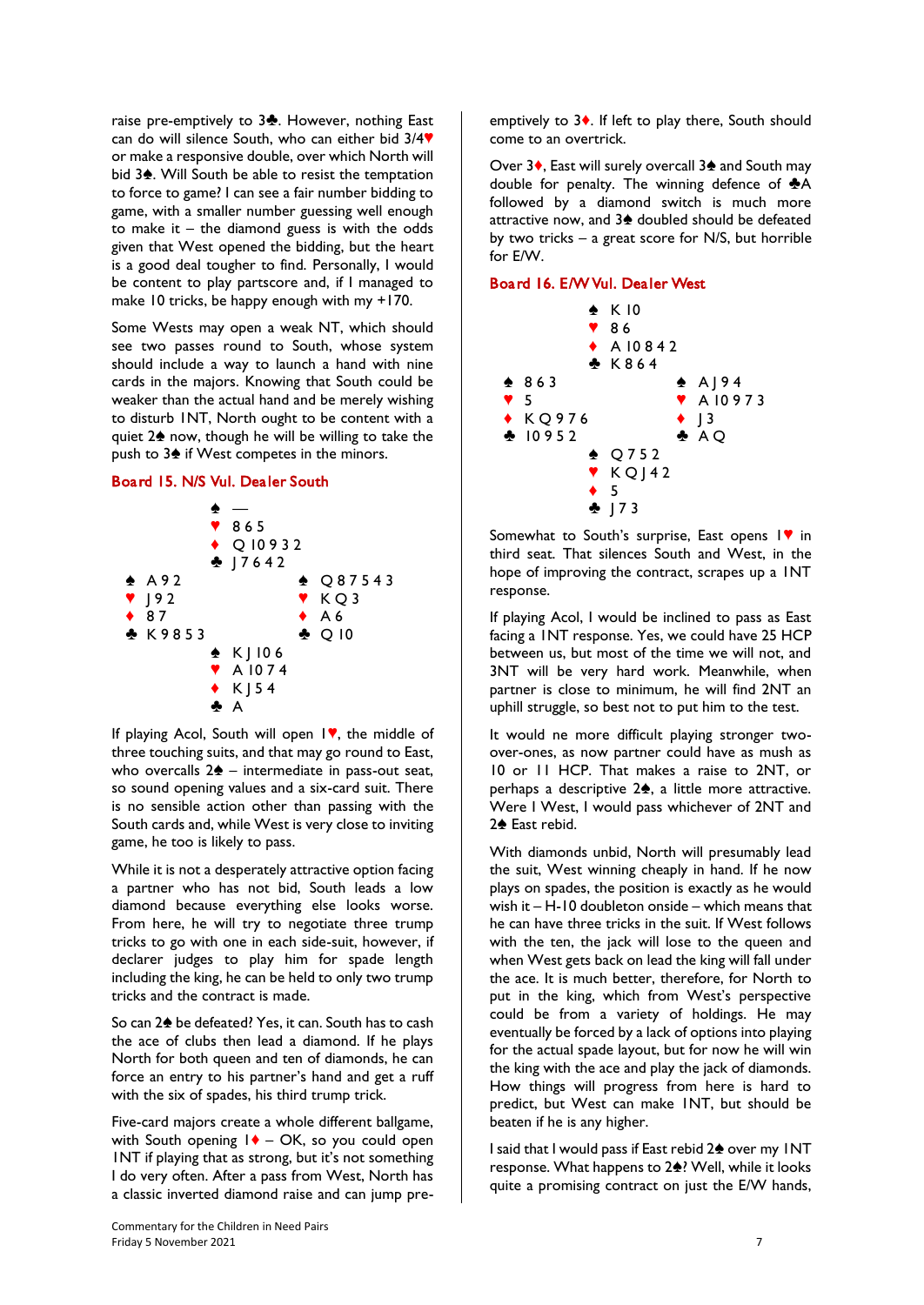raise pre-emptively to 3♣. However, nothing East can do will silence South, who can either bid 3/4♥ or make a responsive double, over which North will bid 3♠. Will South be able to resist the temptation to force to game? I can see a fair number bidding to game, with a smaller number guessing well enough to make it – the diamond guess is with the odds given that West opened the bidding, but the heart is a good deal tougher to find. Personally, I would be content to play partscore and, if I managed to make 10 tricks, be happy enough with my +170.

Some Wests may open a weak NT, which should see two passes round to South, whose system should include a way to launch a hand with nine cards in the majors. Knowing that South could be weaker than the actual hand and be merely wishing to disturb 1NT, North ought to be content with a quiet 2♠ now, though he will be willing to take the push to 3♠ if West competes in the minors.

## Board 15. N/S Vul. Dealer South

```
              ♠ —
              ♥ 8 6 5
              ♦ Q 10 9 3 2
              ♣ J 7 6 4 2
♠ A 9 2                    ♠ Q 8 7 5 4 3
♥ J 9 2                    ♥ K Q 3
♦ 8 7                      ♦ A 6
♣ K 9 8 5 3                ♣ Q 10
              ♠ K J 10 6
              ♥ A 10 7 4
              ♦ K J 5 4
              ♣ A
```

If playing Acol, South will open 1♥, the middle of three touching suits, and that may go round to East, who overcalls 2♠ – intermediate in pass-out seat, so sound opening values and a six-card suit. There is no sensible action other than passing with the South cards and, while West is very close to inviting game, he too is likely to pass.

While it is not a desperately attractive option facing a partner who has not bid, South leads a low diamond because everything else looks worse. From here, he will try to negotiate three trump tricks to go with one in each side-suit, however, if declarer judges to play him for spade length including the king, he can be held to only two trump tricks and the contract is made.

So can 2♠ be defeated? Yes, it can. South has to cash the ace of clubs then lead a diamond. If he plays North for both queen and ten of diamonds, he can force an entry to his partner's hand and get a ruff with the six of spades, his third trump trick.

Five-card majors create a whole different ballgame, with South opening 1♦ – OK, so you could open 1NT if playing that as strong, but it's not something I do very often. After a pass from West, North has a classic inverted diamond raise and can jump pre-emptively to 3♦. If left to play there, South should come to an overtrick.

Over 3♦, East will surely overcall 3♠ and South may double for penalty. The winning defence of ♣A followed by a diamond switch is much more attractive now, and 3♠ doubled should be defeated by two tricks – a great score for N/S, but horrible for E/W.

## Board 16. E/W Vul. Dealer West

```
              ♠ K 10
              ♥ 8 6
              ♦ A 10 8 4 2
              ♣ K 8 6 4
♠ 8 6 3                    ♠ A J 9 4
♥ 5                        ♥ A 10 9 7 3
♦ K Q 9 7 6                ♦ J 3
♣ 10 9 5 2                 ♣ A Q
              ♠ Q 7 5 2
              ♥ K Q J 4 2
              ♦ 5
              ♣ J 7 3
```

Somewhat to South's surprise, East opens 1♥ in third seat. That silences South and West, in the hope of improving the contract, scrapes up a 1NT response.

If playing Acol, I would be inclined to pass as East facing a 1NT response. Yes, we could have 25 HCP between us, but most of the time we will not, and 3NT will be very hard work. Meanwhile, when partner is close to minimum, he will find 2NT an uphill struggle, so best not to put him to the test.

It would ne more difficult playing stronger two-over-ones, as now partner could have as mush as 10 or 11 HCP. That makes a raise to 2NT, or perhaps a descriptive 2♠, a little more attractive. Were I West, I would pass whichever of 2NT and 2♠ East rebid.

With diamonds unbid, North will presumably lead the suit, West winning cheaply in hand. If he now plays on spades, the position is exactly as he would wish it – H-10 doubleton onside – which means that he can have three tricks in the suit. If West follows with the ten, the jack will lose to the queen and when West gets back on lead the king will fall under the ace. It is much better, therefore, for North to put in the king, which from West's perspective could be from a variety of holdings. He may eventually be forced by a lack of options into playing for the actual spade layout, but for now he will win the king with the ace and play the jack of diamonds. How things will progress from here is hard to predict, but West can make 1NT, but should be beaten if he is any higher.

I said that I would pass if East rebid 2♠ over my 1NT response. What happens to 2♠? Well, while it looks quite a promising contract on just the E/W hands,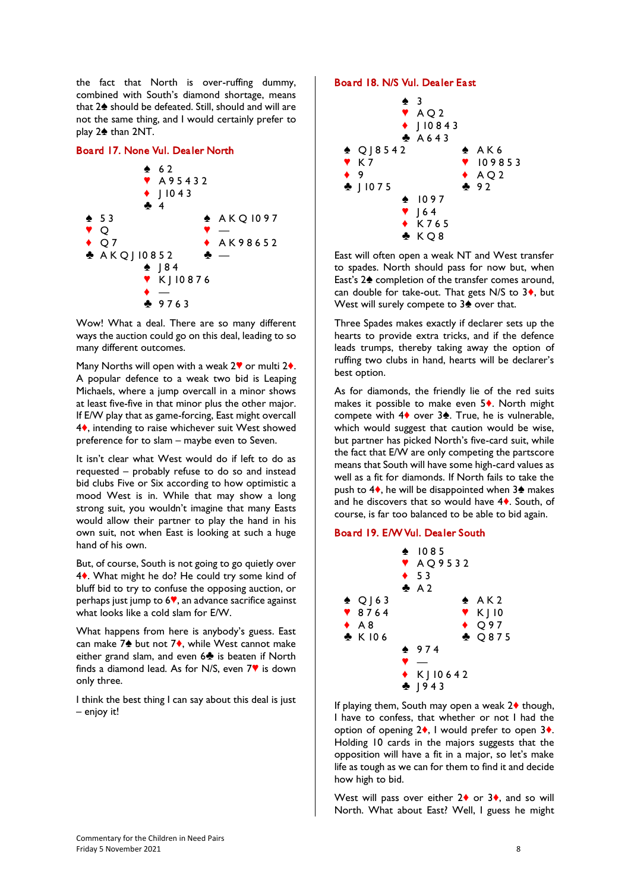the fact that North is over-ruffing dummy, combined with South's diamond shortage, means that 2♠ should be defeated. Still, should and will are not the same thing, and I would certainly prefer to play 2♠ than 2NT.

## Board 17. None Vul. Dealer North

```
              ♠ 6 2
              ♥ A 9 5 4 3 2
              ♦ J 10 4 3
              ♣ 4
♠ 5 3                         ♠ A K Q 10 9 7
♥ Q                           ♥ —
♦ Q 7                         ♦ A K 9 8 6 5 2
♣ A K Q J 10 8 5 2            ♣ —
              ♠ J 8 4
              ♥ K J 10 8 7 6
              ♦ —
              ♣ 9 7 6 3
```

Wow! What a deal. There are so many different ways the auction could go on this deal, leading to so many different outcomes.

Many Norths will open with a weak 2♥ or multi 2♦. A popular defence to a weak two bid is Leaping Michaels, where a jump overcall in a minor shows at least five-five in that minor plus the other major. If E/W play that as game-forcing, East might overcall 4♦, intending to raise whichever suit West showed preference for to slam – maybe even to Seven.

It isn't clear what West would do if left to do as requested – probably refuse to do so and instead bid clubs Five or Six according to how optimistic a mood West is in. While that may show a long strong suit, you wouldn't imagine that many Easts would allow their partner to play the hand in his own suit, not when East is looking at such a huge hand of his own.

But, of course, South is not going to go quietly over 4♦. What might he do? He could try some kind of bluff bid to try to confuse the opposing auction, or perhaps just jump to 6♥, an advance sacrifice against what looks like a cold slam for E/W.

What happens from here is anybody's guess. East can make 7♠ but not 7♦, while West cannot make either grand slam, and even 6♣ is beaten if North finds a diamond lead. As for N/S, even 7♥ is down only three.

I think the best thing I can say about this deal is just – enjoy it!

## Board 18. N/S Vul. Dealer East

```
              ♠ 3
              ♥ A Q 2
              ♦ J 10 8 4 3
              ♣ A 6 4 3
♠ Q J 8 5 4 2                 ♠ A K 6
♥ K 7                         ♥ 10 9 8 5 3
♦ 9                           ♦ A Q 2
♣ J 10 7 5                    ♣ 9 2
              ♠ 10 9 7
              ♥ J 6 4
              ♦ K 7 6 5
              ♣ K Q 8
```

East will often open a weak NT and West transfer to spades. North should pass for now but, when East's 2♠ completion of the transfer comes around, can double for take-out. That gets N/S to 3♦, but West will surely compete to 3♠ over that.

Three Spades makes exactly if declarer sets up the hearts to provide extra tricks, and if the defence leads trumps, thereby taking away the option of ruffing two clubs in hand, hearts will be declarer's best option.

As for diamonds, the friendly lie of the red suits makes it possible to make even 5♦. North might compete with 4♦ over 3♠. True, he is vulnerable, which would suggest that caution would be wise, but partner has picked North's five-card suit, while the fact that E/W are only competing the partscore means that South will have some high-card values as well as a fit for diamonds. If North fails to take the push to 4♦, he will be disappointed when 3♠ makes and he discovers that so would have 4♦. South, of course, is far too balanced to be able to bid again.

## Board 19. E/W Vul. Dealer South

```
              ♠ 10 8 5
              ♥ A Q 9 5 3 2
              ♦ 5 3
              ♣ A 2
♠ Q J 6 3                     ♠ A K 2
♥ 8 7 6 4                     ♥ K J 10
♦ A 8                         ♦ Q 9 7
♣ K 10 6                      ♣ Q 8 7 5
              ♠ 9 7 4
              ♥ —
              ♦ K J 10 6 4 2
              ♣ J 9 4 3
```

If playing them, South may open a weak 2♦ though, I have to confess, that whether or not I had the option of opening 2♦, I would prefer to open 3♦. Holding 10 cards in the majors suggests that the opposition will have a fit in a major, so let's make life as tough as we can for them to find it and decide how high to bid.

West will pass over either 2♦ or 3♦, and so will North. What about East? Well, I guess he might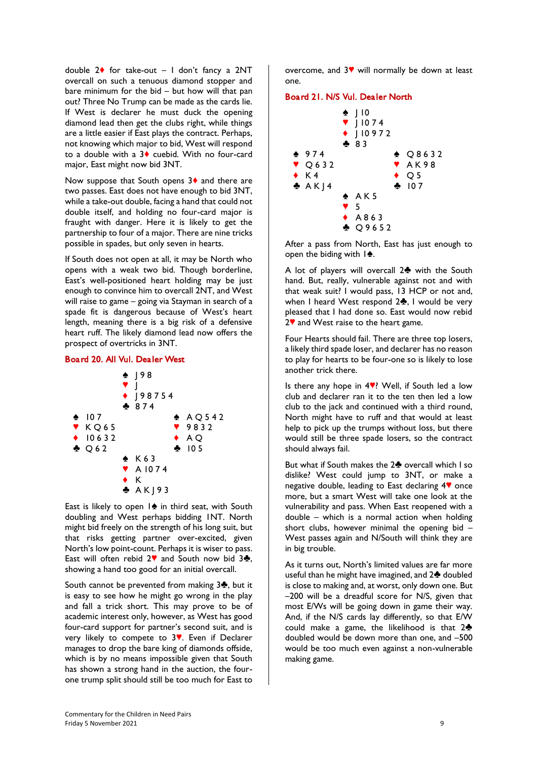double 2♦ for take-out – I don't fancy a 2NT overcall on such a tenuous diamond stopper and bare minimum for the bid – but how will that pan out? Three No Trump can be made as the cards lie. If West is declarer he must duck the opening diamond lead then get the clubs right, while things are a little easier if East plays the contract. Perhaps, not knowing which major to bid, West will respond to a double with a 3♦ cuebid. With no four-card major, East might now bid 3NT.

Now suppose that South opens 3♦ and there are two passes. East does not have enough to bid 3NT, while a take-out double, facing a hand that could not double itself, and holding no four-card major is fraught with danger. Here it is likely to get the partnership to four of a major. There are nine tricks possible in spades, but only seven in hearts.

If South does not open at all, it may be North who opens with a weak two bid. Though borderline, East's well-positioned heart holding may be just enough to convince him to overcall 2NT, and West will raise to game – going via Stayman in search of a spade fit is dangerous because of West's heart length, meaning there is a big risk of a defensive heart ruff. The likely diamond lead now offers the prospect of overtricks in 3NT.

## Board 20. All Vul. Dealer West

```
            ♠ J 9 8
            ♥ J
            ♦ J 9 8 7 5 4
            ♣ 8 7 4
♠ 10 7                  ♠ A Q 5 4 2
♥ K Q 6 5               ♥ 9 8 3 2
♦ 10 6 3 2              ♦ A Q
♣ Q 6 2                 ♣ 10 5
            ♠ K 6 3
            ♥ A 10 7 4
            ♦ K
            ♣ A K J 9 3
```

East is likely to open 1♠ in third seat, with South doubling and West perhaps bidding 1NT. North might bid freely on the strength of his long suit, but that risks getting partner over-excited, given North's low point-count. Perhaps it is wiser to pass. East will often rebid 2♥ and South now bid 3♣, showing a hand too good for an initial overcall.

South cannot be prevented from making 3♣, but it is easy to see how he might go wrong in the play and fall a trick short. This may prove to be of academic interest only, however, as West has good four-card support for partner's second suit, and is very likely to compete to 3♥. Even if Declarer manages to drop the bare king of diamonds offside, which is by no means impossible given that South has shown a strong hand in the auction, the four-one trump split should still be too much for East to overcome, and 3♥ will normally be down at least one.

## Board 21. N/S Vul. Dealer North

```
            ♠ J 10
            ♥ J 10 7 4
            ♦ J 10 9 7 2
            ♣ 8 3
♠ 9 7 4                 ♠ Q 8 6 3 2
♥ Q 6 3 2               ♥ A K 9 8
♦ K 4                   ♦ Q 5
♣ A K J 4               ♣ 10 7
            ♠ A K 5
            ♥ 5
            ♦ A 8 6 3
            ♣ Q 9 6 5 2
```

After a pass from North, East has just enough to open the biding with 1♠.

A lot of players will overcall 2♣ with the South hand. But, really, vulnerable against not and with that weak suit? I would pass, 13 HCP or not and, when I heard West respond 2♣, I would be very pleased that I had done so. East would now rebid 2♥ and West raise to the heart game.

Four Hearts should fail. There are three top losers, a likely third spade loser, and declarer has no reason to play for hearts to be four-one so is likely to lose another trick there.

Is there any hope in 4♥? Well, if South led a low club and declarer ran it to the ten then led a low club to the jack and continued with a third round, North might have to ruff and that would at least help to pick up the trumps without loss, but there would still be three spade losers, so the contract should always fail.

But what if South makes the 2♣ overcall which I so dislike? West could jump to 3NT, or make a negative double, leading to East declaring 4♥ once more, but a smart West will take one look at the vulnerability and pass. When East reopened with a double – which is a normal action when holding short clubs, however minimal the opening bid – West passes again and N/South will think they are in big trouble.

As it turns out, North's limited values are far more useful than he might have imagined, and 2♣ doubled is close to making and, at worst, only down one. But –200 will be a dreadful score for N/S, given that most E/Ws will be going down in game their way. And, if the N/S cards lay differently, so that E/W could make a game, the likelihood is that 2♣ doubled would be down more than one, and –500 would be too much even against a non-vulnerable making game.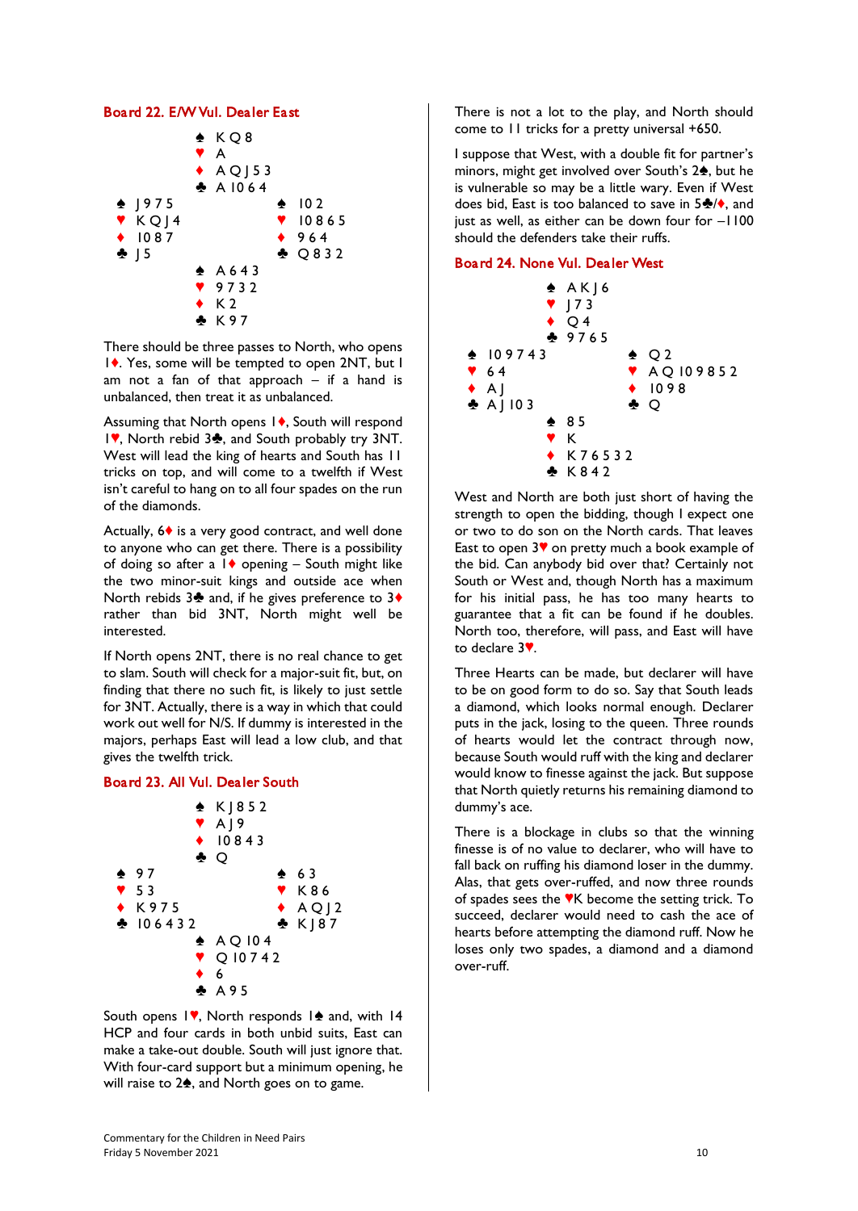## Board 22. E/W Vul. Dealer East

```
              ♠ K Q 8
              ♥ A
              ♦ A Q J 5 3
              ♣ A 10 6 4
♠ J 9 7 5                  ♠ 10 2
♥ K Q J 4                  ♥ 10 8 6 5
♦ 10 8 7                   ♦ 9 6 4
♣ J 5                      ♣ Q 8 3 2
              ♠ A 6 4 3
              ♥ 9 7 3 2
              ♦ K 2
              ♣ K 9 7
```

There should be three passes to North, who opens 1♦. Yes, some will be tempted to open 2NT, but I am not a fan of that approach – if a hand is unbalanced, then treat it as unbalanced.

Assuming that North opens 1♦, South will respond 1♥, North rebid 3♣, and South probably try 3NT. West will lead the king of hearts and South has 11 tricks on top, and will come to a twelfth if West isn't careful to hang on to all four spades on the run of the diamonds.

Actually, 6♦ is a very good contract, and well done to anyone who can get there. There is a possibility of doing so after a 1♦ opening – South might like the two minor-suit kings and outside ace when North rebids 3♣ and, if he gives preference to 3♦ rather than bid 3NT, North might well be interested.

If North opens 2NT, there is no real chance to get to slam. South will check for a major-suit fit, but, on finding that there no such fit, is likely to just settle for 3NT. Actually, there is a way in which that could work out well for N/S. If dummy is interested in the majors, perhaps East will lead a low club, and that gives the twelfth trick.

## Board 23. All Vul. Dealer South

```
              ♠ K J 8 5 2
              ♥ A J 9
              ♦ 10 8 4 3
              ♣ Q
♠ 9 7                      ♠ 6 3
♥ 5 3                      ♥ K 8 6
♦ K 9 7 5                  ♦ A Q J 2
♣ 10 6 4 3 2               ♣ K J 8 7
              ♠ A Q 10 4
              ♥ Q 10 7 4 2
              ♦ 6
              ♣ A 9 5
```

South opens 1♥, North responds 1♠ and, with 14 HCP and four cards in both unbid suits, East can make a take-out double. South will just ignore that. With four-card support but a minimum opening, he will raise to 2♠, and North goes on to game.

There is not a lot to the play, and North should come to 11 tricks for a pretty universal +650.

I suppose that West, with a double fit for partner's minors, might get involved over South's 2♠, but he is vulnerable so may be a little wary. Even if West does bid, East is too balanced to save in 5♣/♦, and just as well, as either can be down four for –1100 should the defenders take their ruffs.

## Board 24. None Vul. Dealer West

```
              ♠ A K J 6
              ♥ J 7 3
              ♦ Q 4
              ♣ 9 7 6 5
♠ 10 9 7 4 3               ♠ Q 2
♥ 6 4                      ♥ A Q 10 9 8 5 2
♦ A J                      ♦ 10 9 8
♣ A J 10 3                 ♣ Q
              ♠ 8 5
              ♥ K
              ♦ K 7 6 5 3 2
              ♣ K 8 4 2
```

West and North are both just short of having the strength to open the bidding, though I expect one or two to do son on the North cards. That leaves East to open 3♥ on pretty much a book example of the bid. Can anybody bid over that? Certainly not South or West and, though North has a maximum for his initial pass, he has too many hearts to guarantee that a fit can be found if he doubles. North too, therefore, will pass, and East will have to declare 3♥.

Three Hearts can be made, but declarer will have to be on good form to do so. Say that South leads a diamond, which looks normal enough. Declarer puts in the jack, losing to the queen. Three rounds of hearts would let the contract through now, because South would ruff with the king and declarer would know to finesse against the jack. But suppose that North quietly returns his remaining diamond to dummy's ace.

There is a blockage in clubs so that the winning finesse is of no value to declarer, who will have to fall back on ruffing his diamond loser in the dummy. Alas, that gets over-ruffed, and now three rounds of spades sees the ♥K become the setting trick. To succeed, declarer would need to cash the ace of hearts before attempting the diamond ruff. Now he loses only two spades, a diamond and a diamond over-ruff.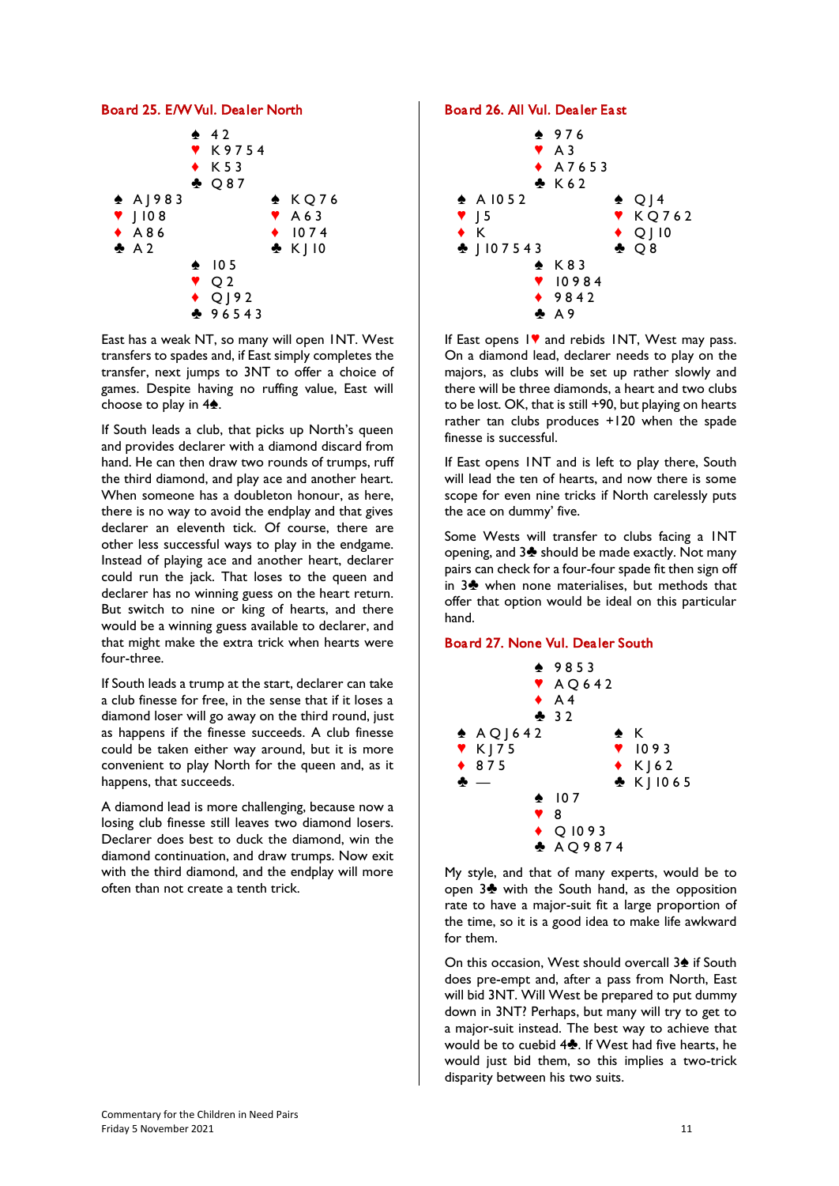## Board 25. E/W Vul. Dealer North

|  | North |  |
|---|---|---|
|  | ♠ 4 2<br>♥ K 9 7 5 4<br>♦ K 5 3<br>♣ Q 8 7 |  |
| **West**<br>♠ A J 9 8 3<br>♥ J 10 8<br>♦ A 8 6<br>♣ A 2 |  | **East**<br>♠ K Q 7 6<br>♥ A 6 3<br>♦ 10 7 4<br>♣ K J 10 |
|  | **South**<br>♠ 10 5<br>♥ Q 2<br>♦ Q J 9 2<br>♣ 9 6 5 4 3 |  |

East has a weak NT, so many will open 1NT. West transfers to spades and, if East simply completes the transfer, next jumps to 3NT to offer a choice of games. Despite having no ruffing value, East will choose to play in 4♠.

If South leads a club, that picks up North's queen and provides declarer with a diamond discard from hand. He can then draw two rounds of trumps, ruff the third diamond, and play ace and another heart. When someone has a doubleton honour, as here, there is no way to avoid the endplay and that gives declarer an eleventh tick. Of course, there are other less successful ways to play in the endgame. Instead of playing ace and another heart, declarer could run the jack. That loses to the queen and declarer has no winning guess on the heart return. But switch to nine or king of hearts, and there would be a winning guess available to declarer, and that might make the extra trick when hearts were four-three.

If South leads a trump at the start, declarer can take a club finesse for free, in the sense that if it loses a diamond loser will go away on the third round, just as happens if the finesse succeeds. A club finesse could be taken either way around, but it is more convenient to play North for the queen and, as it happens, that succeeds.

A diamond lead is more challenging, because now a losing club finesse still leaves two diamond losers. Declarer does best to duck the diamond, win the diamond continuation, and draw trumps. Now exit with the third diamond, and the endplay will more often than not create a tenth trick.

## Board 26. All Vul. Dealer East

|  | North |  |
|---|---|---|
|  | ♠ 9 7 6<br>♥ A 3<br>♦ A 7 6 5 3<br>♣ K 6 2 |  |
| **West**<br>♠ A 10 5 2<br>♥ J 5<br>♦ K<br>♣ J 10 7 5 4 3 |  | **East**<br>♠ Q J 4<br>♥ K Q 7 6 2<br>♦ Q J 10<br>♣ Q 8 |
|  | **South**<br>♠ K 8 3<br>♥ 10 9 8 4<br>♦ 9 8 4 2<br>♣ A 9 |  |

If East opens 1♥ and rebids 1NT, West may pass. On a diamond lead, declarer needs to play on the majors, as clubs will be set up rather slowly and there will be three diamonds, a heart and two clubs to be lost. OK, that is still +90, but playing on hearts rather tan clubs produces +120 when the spade finesse is successful.

If East opens 1NT and is left to play there, South will lead the ten of hearts, and now there is some scope for even nine tricks if North carelessly puts the ace on dummy' five.

Some Wests will transfer to clubs facing a 1NT opening, and 3♣ should be made exactly. Not many pairs can check for a four-four spade fit then sign off in 3♣ when none materialises, but methods that offer that option would be ideal on this particular hand.

## Board 27. None Vul. Dealer South

|  | North |  |
|---|---|---|
|  | ♠ 9 8 5 3<br>♥ A Q 6 4 2<br>♦ A 4<br>♣ 3 2 |  |
| **West**<br>♠ A Q J 6 4 2<br>♥ K J 7 5<br>♦ 8 7 5<br>♣ — |  | **East**<br>♠ K<br>♥ 10 9 3<br>♦ K J 6 2<br>♣ K J 10 6 5 |
|  | **South**<br>♠ 10 7<br>♥ 8<br>♦ Q 10 9 3<br>♣ A Q 9 8 7 4 |  |

My style, and that of many experts, would be to open 3♣ with the South hand, as the opposition rate to have a major-suit fit a large proportion of the time, so it is a good idea to make life awkward for them.

On this occasion, West should overcall 3♠ if South does pre-empt and, after a pass from North, East will bid 3NT. Will West be prepared to put dummy down in 3NT? Perhaps, but many will try to get to a major-suit instead. The best way to achieve that would be to cuebid 4♣. If West had five hearts, he would just bid them, so this implies a two-trick disparity between his two suits.

Commentary for the Children in Need Pairs
Friday 5 November 2021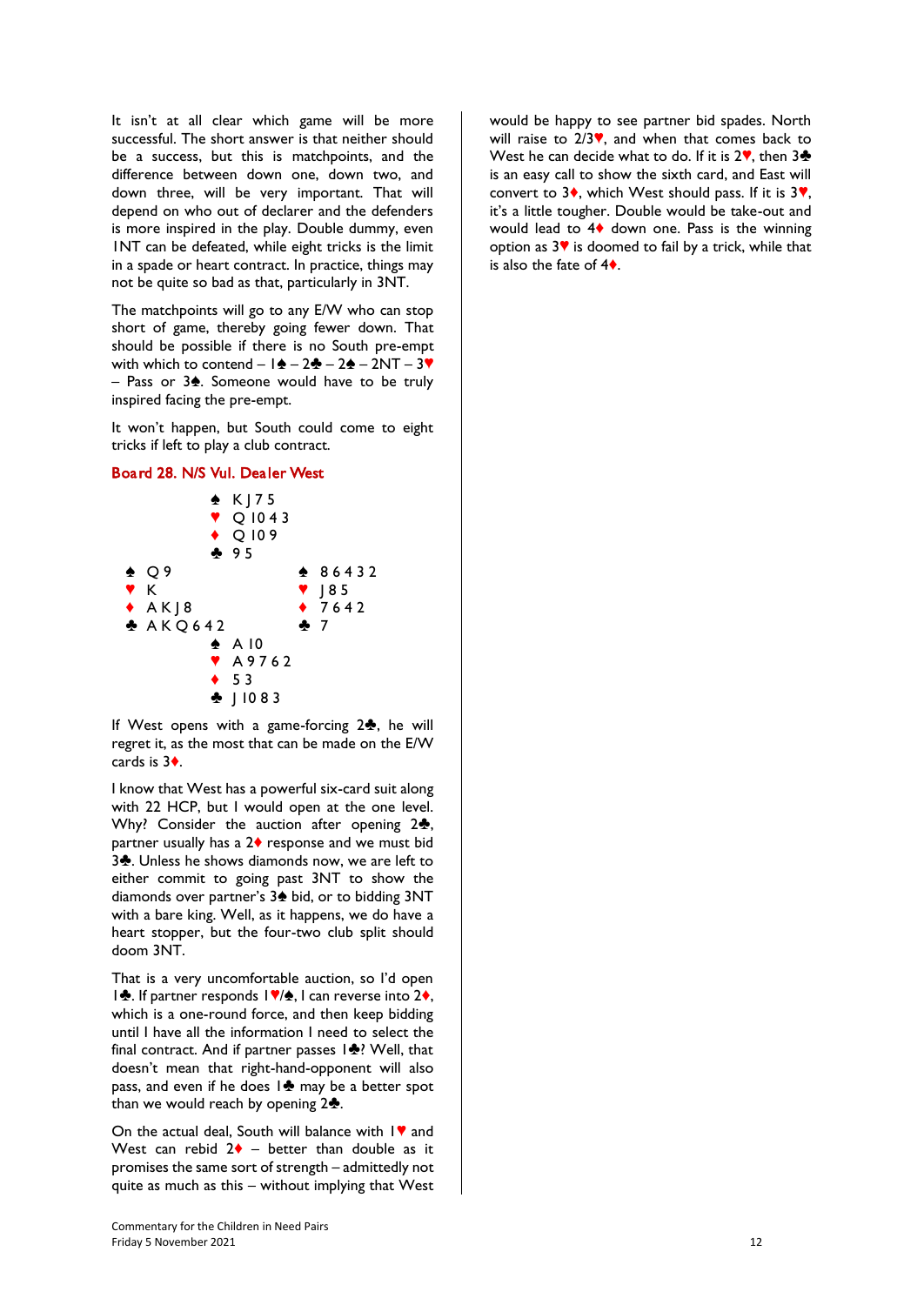It isn't at all clear which game will be more successful. The short answer is that neither should be a success, but this is matchpoints, and the difference between down one, down two, and down three, will be very important. That will depend on who out of declarer and the defenders is more inspired in the play. Double dummy, even 1NT can be defeated, while eight tricks is the limit in a spade or heart contract. In practice, things may not be quite so bad as that, particularly in 3NT.

The matchpoints will go to any E/W who can stop short of game, thereby going fewer down. That should be possible if there is no South pre-empt with which to contend – 1♠ – 2♣ – 2♠ – 2NT – 3♥ – Pass or 3♠. Someone would have to be truly inspired facing the pre-empt.

It won't happen, but South could come to eight tricks if left to play a club contract.

## Board 28. N/S Vul. Dealer West

| | | |
|---|---|---|
| | ♠ K J 7 5<br>♥ Q 10 4 3<br>♦ Q 10 9<br>♣ 9 5 | |
| ♠ Q 9<br>♥ K<br>♦ A K J 8<br>♣ A K Q 6 4 2 | | ♠ 8 6 4 3 2<br>♥ J 8 5<br>♦ 7 6 4 2<br>♣ 7 |
| | ♠ A 10<br>♥ A 9 7 6 2<br>♦ 5 3<br>♣ J 10 8 3 | |

If West opens with a game-forcing 2♣, he will regret it, as the most that can be made on the E/W cards is 3♦.

I know that West has a powerful six-card suit along with 22 HCP, but I would open at the one level. Why? Consider the auction after opening 2♣, partner usually has a 2♦ response and we must bid 3♣. Unless he shows diamonds now, we are left to either commit to going past 3NT to show the diamonds over partner's 3♠ bid, or to bidding 3NT with a bare king. Well, as it happens, we do have a heart stopper, but the four-two club split should doom 3NT.

That is a very uncomfortable auction, so I'd open 1♣. If partner responds 1♥/♠, I can reverse into 2♦, which is a one-round force, and then keep bidding until I have all the information I need to select the final contract. And if partner passes 1♣? Well, that doesn't mean that right-hand-opponent will also pass, and even if he does 1♣ may be a better spot than we would reach by opening 2♣.

On the actual deal, South will balance with 1♥ and West can rebid 2♦ – better than double as it promises the same sort of strength – admittedly not quite as much as this – without implying that West would be happy to see partner bid spades. North will raise to 2/3♥, and when that comes back to West he can decide what to do. If it is 2♥, then 3♣ is an easy call to show the sixth card, and East will convert to 3♦, which West should pass. If it is 3♥, it's a little tougher. Double would be take-out and would lead to 4♦ down one. Pass is the winning option as 3♥ is doomed to fail by a trick, while that is also the fate of 4♦.